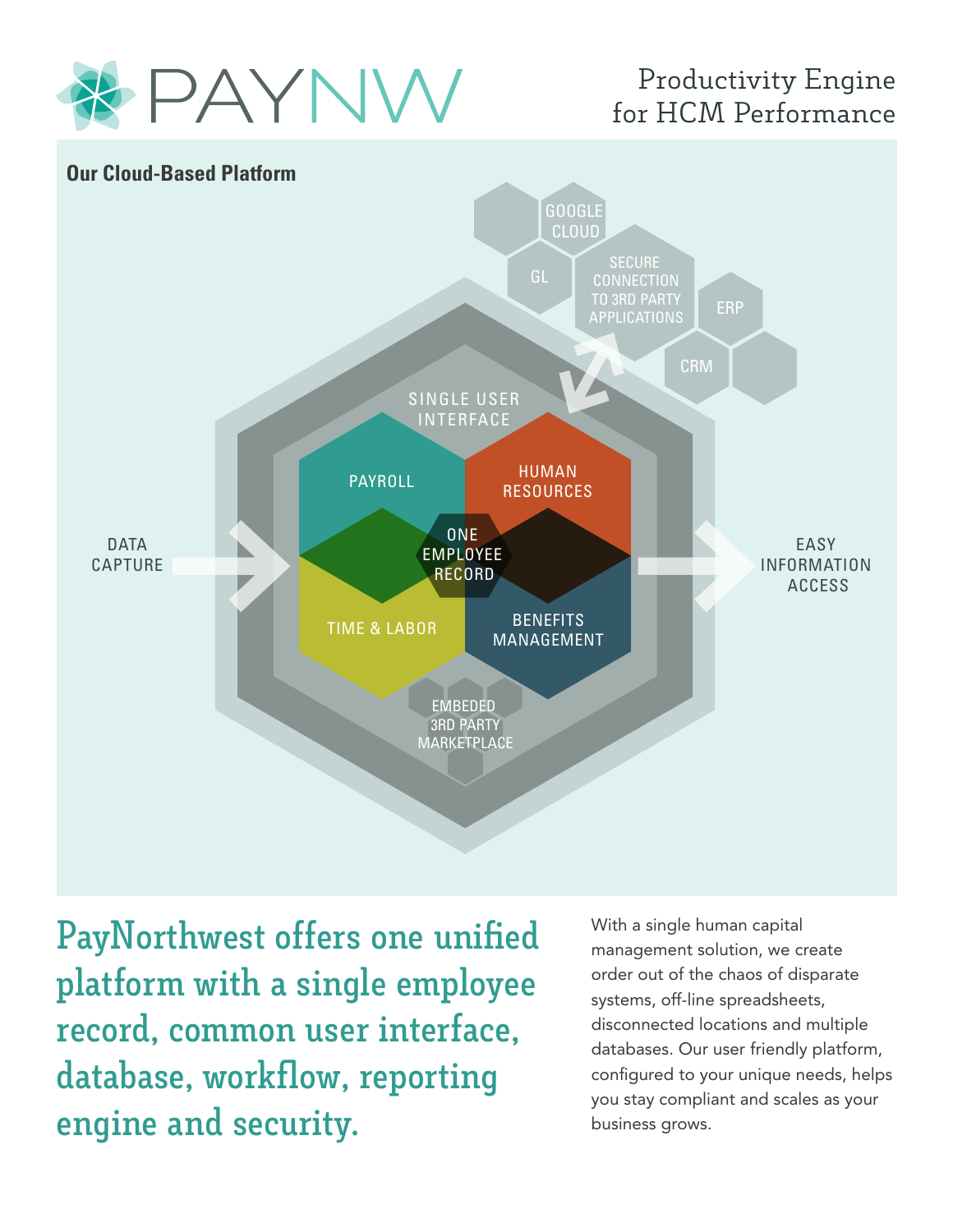# PAYNW

## Productivity Engine for HCM Performance

**Our Cloud-Based Platform**

GOOGLE CLOUD

GL

SECURE CONNECTION TO 3RD PARTY APPLICATIONS

ERP

CRM

SINGLE USER INTERFACE

PAYROLL

HUMAN RESOURCES

ONE EMPLOYEE RECORD

TIME & LABOR

BENEFITS MANAGEMENT

EMBEDED 3RD PARTY MARKETPLACE

DATA CAPTURE

EASY INFORMATION ACCESS

## PayNorthwest offers one unified platform with a single employee record, common user interface, database, workflow, reporting engine and security.

With a single human capital management solution, we create order out of the chaos of disparate systems, off-line spreadsheets, disconnected locations and multiple databases. Our user friendly platform, configured to your unique needs, helps you stay compliant and scales as your business grows.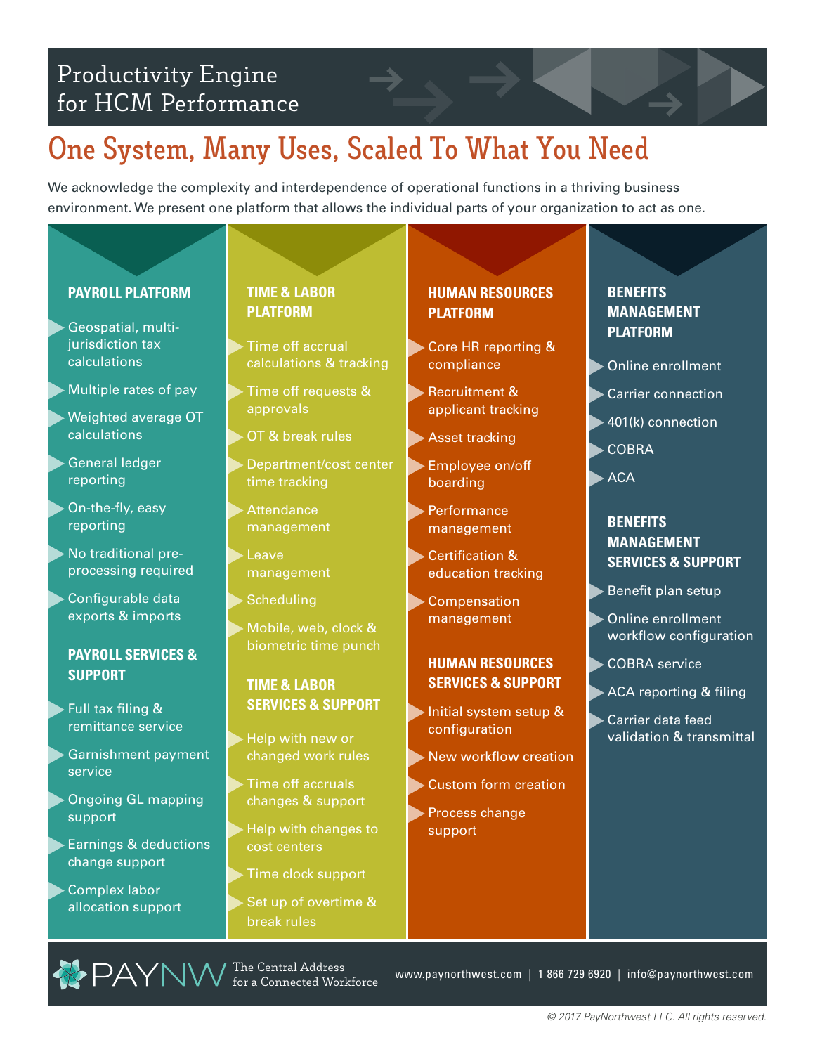# Productivity Engine for HCM Performance

## One System, Many Uses, Scaled To What You Need

We acknowledge the complexity and interdependence of operational functions in a thriving business environment. We present one platform that allows the individual parts of your organization to act as one.

### PAYROLL PLATFORM

- Geospatial, multi-jurisdiction tax calculations
- Multiple rates of pay
- Weighted average OT calculations
- General ledger reporting
- On-the-fly, easy reporting
- No traditional pre-processing required
- Configurable data exports & imports

### PAYROLL SERVICES & SUPPORT

- Full tax filing & remittance service
- Garnishment payment service
- Ongoing GL mapping support
- Earnings & deductions change support
- Complex labor allocation support

### TIME & LABOR PLATFORM

- Time off accrual calculations & tracking
- Time off requests & approvals
- OT & break rules
- Department/cost center time tracking
- Attendance management
- Leave management
- Scheduling
- Mobile, web, clock & biometric time punch

### TIME & LABOR SERVICES & SUPPORT

- Help with new or changed work rules
- Time off accruals changes & support
- Help with changes to cost centers
- Time clock support
- Set up of overtime & break rules

### HUMAN RESOURCES PLATFORM

- Core HR reporting & compliance
- Recruitment & applicant tracking
- Asset tracking
- Employee on/off boarding
- Performance management
- Certification & education tracking
- Compensation management

### HUMAN RESOURCES SERVICES & SUPPORT

- Initial system setup & configuration
- New workflow creation
- Custom form creation
- Process change support

### BENEFITS MANAGEMENT PLATFORM

- Online enrollment
- Carrier connection
- 401(k) connection
- COBRA
- ACA

### BENEFITS MANAGEMENT SERVICES & SUPPORT

- Benefit plan setup
- Online enrollment workflow configuration
- COBRA service
- ACA reporting & filing
- Carrier data feed validation & transmittal

PAYNW The Central Address for a Connected Workforce

www.paynorthwest.com | 1 866 729 6920 | info@paynorthwest.com

© 2017 PayNorthwest LLC. All rights reserved.